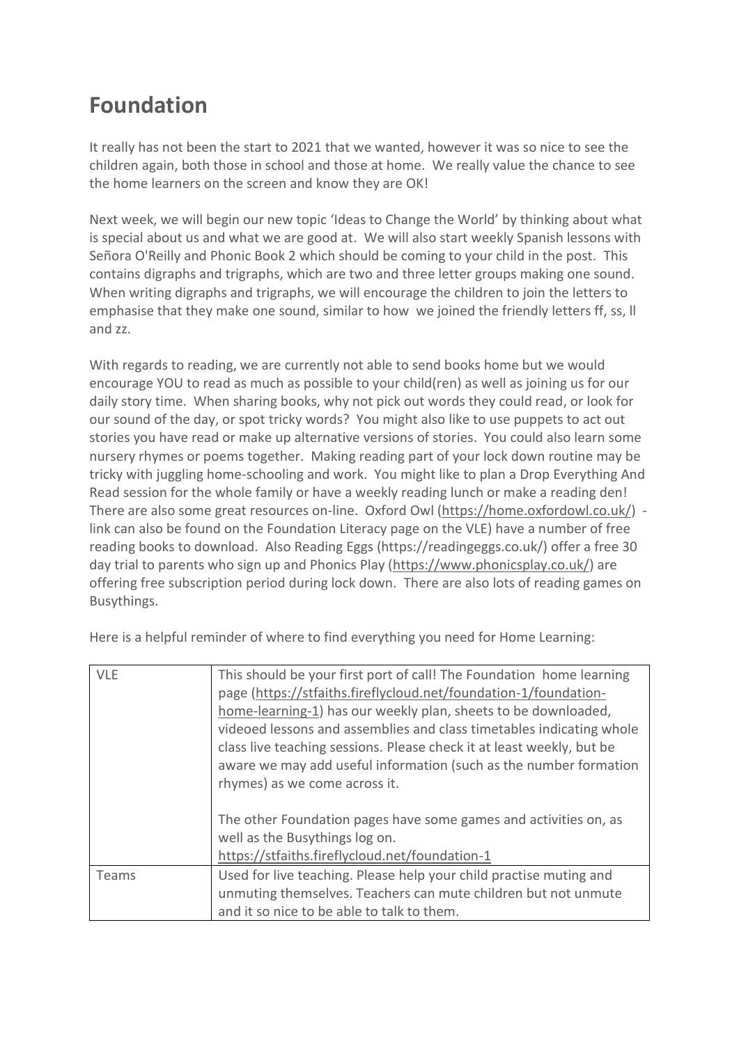# Foundation

It really has not been the start to 2021 that we wanted, however it was so nice to see the children again, both those in school and those at home. We really value the chance to see the home learners on the screen and know they are OK!

Next week, we will begin our new topic 'Ideas to Change the World' by thinking about what is special about us and what we are good at. We will also start weekly Spanish lessons with Señora O'Reilly and Phonic Book 2 which should be coming to your child in the post. This contains digraphs and trigraphs, which are two and three letter groups making one sound. When writing digraphs and trigraphs, we will encourage the children to join the letters to emphasise that they make one sound, similar to how we joined the friendly letters ff, ss, ll and zz.

With regards to reading, we are currently not able to send books home but we would encourage YOU to read as much as possible to your child(ren) as well as joining us for our daily story time. When sharing books, why not pick out words they could read, or look for our sound of the day, or spot tricky words? You might also like to use puppets to act out stories you have read or make up alternative versions of stories. You could also learn some nursery rhymes or poems together. Making reading part of your lock down routine may be tricky with juggling home-schooling and work. You might like to plan a Drop Everything And Read session for the whole family or have a weekly reading lunch or make a reading den! There are also some great resources on-line. Oxford Owl (https://home.oxfordowl.co.uk/) - link can also be found on the Foundation Literacy page on the VLE) have a number of free reading books to download. Also Reading Eggs (https://readingeggs.co.uk/) offer a free 30 day trial to parents who sign up and Phonics Play (https://www.phonicsplay.co.uk/) are offering free subscription period during lock down. There are also lots of reading games on Busythings.

Here is a helpful reminder of where to find everything you need for Home Learning:

| | |
|---|---|
| VLE | This should be your first port of call! The Foundation home learning page (https://stfaiths.fireflycloud.net/foundation-1/foundation-home-learning-1) has our weekly plan, sheets to be downloaded, videoed lessons and assemblies and class timetables indicating whole class live teaching sessions. Please check it at least weekly, but be aware we may add useful information (such as the number formation rhymes) as we come across it.<br><br>The other Foundation pages have some games and activities on, as well as the Busythings log on.<br>https://stfaiths.fireflycloud.net/foundation-1 |
| Teams | Used for live teaching. Please help your child practise muting and unmuting themselves. Teachers can mute children but not unmute and it so nice to be able to talk to them. |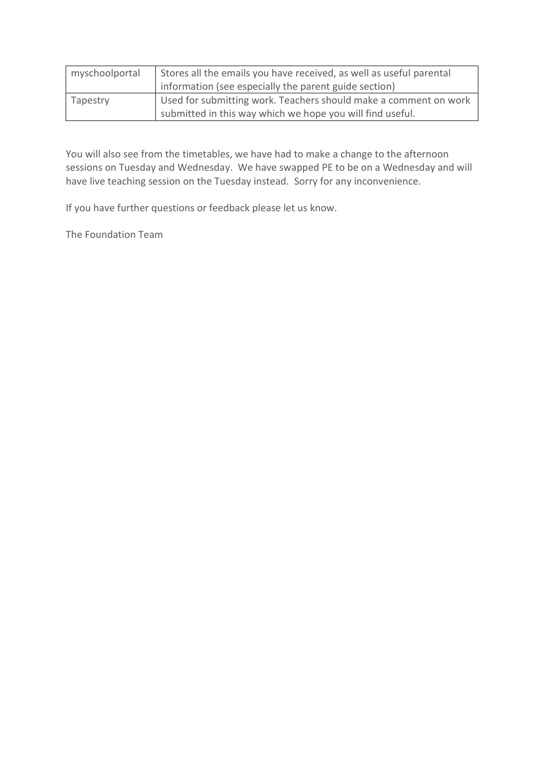| | |
|---|---|
| myschoolportal | Stores all the emails you have received, as well as useful parental information (see especially the parent guide section) |
| Tapestry | Used for submitting work. Teachers should make a comment on work submitted in this way which we hope you will find useful. |

You will also see from the timetables, we have had to make a change to the afternoon sessions on Tuesday and Wednesday.  We have swapped PE to be on a Wednesday and will have live teaching session on the Tuesday instead.  Sorry for any inconvenience.

If you have further questions or feedback please let us know.

The Foundation Team